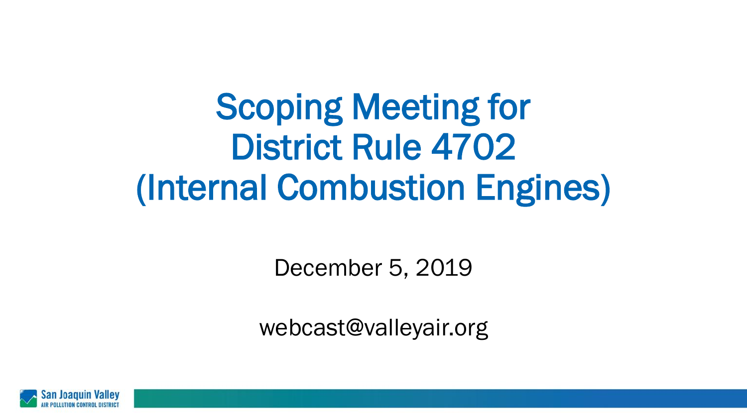# Scoping Meeting for District Rule 4702 (Internal Combustion Engines)

December 5, 2019

webcast@valleyair.org

San Joaquin Valley
AIR POLLUTION CONTROL DISTRICT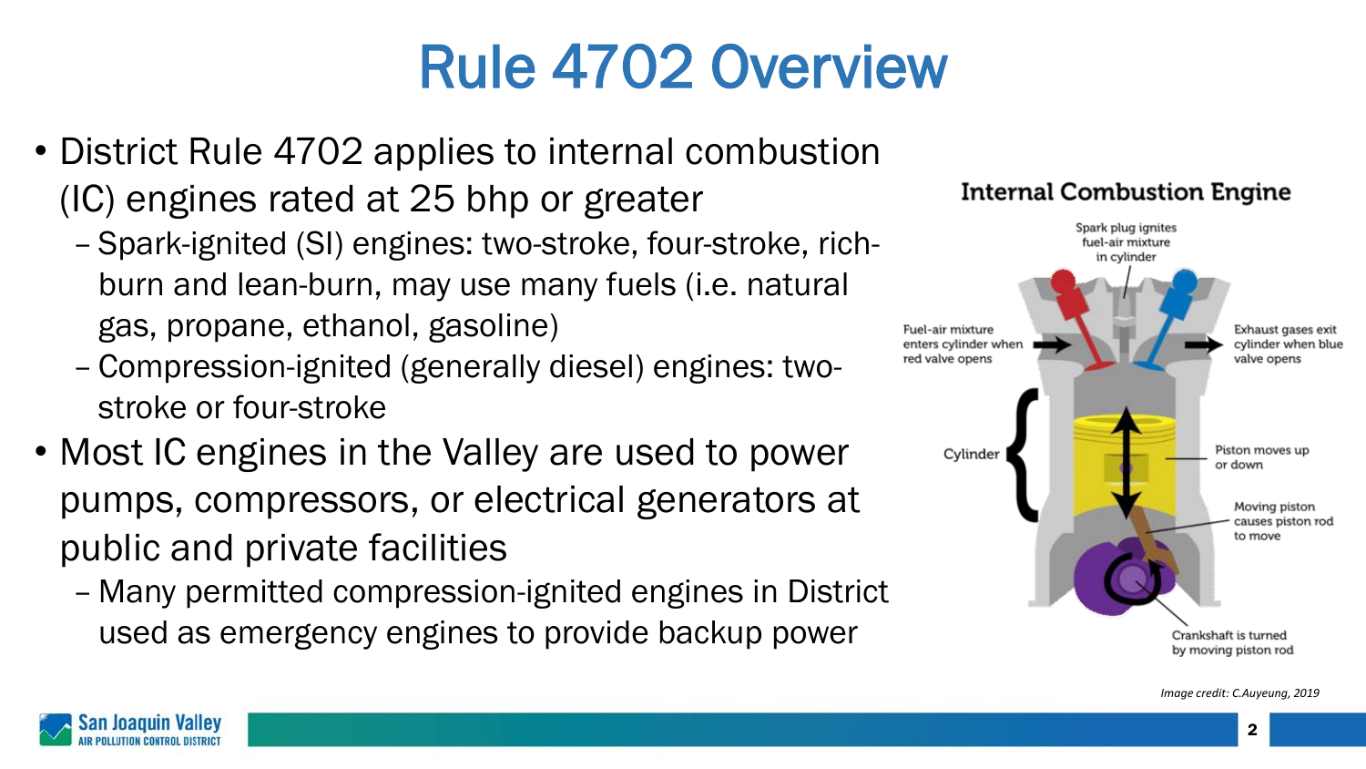# Rule 4702 Overview

- District Rule 4702 applies to internal combustion (IC) engines rated at 25 bhp or greater
  - Spark-ignited (SI) engines: two-stroke, four-stroke, rich-burn and lean-burn, may use many fuels (i.e. natural gas, propane, ethanol, gasoline)
  - Compression-ignited (generally diesel) engines: two-stroke or four-stroke
- Most IC engines in the Valley are used to power pumps, compressors, or electrical generators at public and private facilities
  - Many permitted compression-ignited engines in District used as emergency engines to provide backup power

**Internal Combustion Engine**

Spark plug ignites fuel-air mixture in cylinder

Fuel-air mixture enters cylinder when red valve opens

Exhaust gases exit cylinder when blue valve opens

Cylinder

Piston moves up or down

Moving piston causes piston rod to move

Crankshaft is turned by moving piston rod

*Image credit: C.Auyeung, 2019*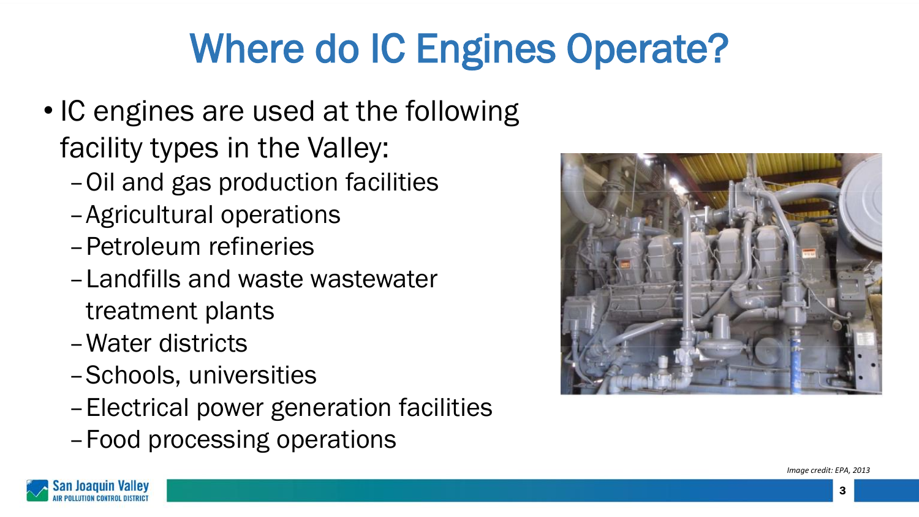# Where do IC Engines Operate?

- IC engines are used at the following facility types in the Valley:
  - Oil and gas production facilities
  - Agricultural operations
  - Petroleum refineries
  - Landfills and waste wastewater treatment plants
  - Water districts
  - Schools, universities
  - Electrical power generation facilities
  - Food processing operations

*Image credit: EPA, 2013*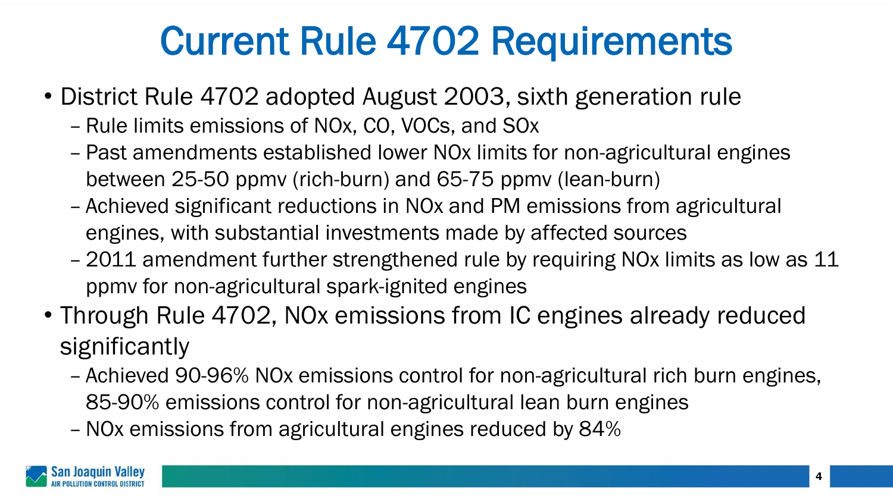# Current Rule 4702 Requirements

- District Rule 4702 adopted August 2003, sixth generation rule
  - Rule limits emissions of NOx, CO, VOCs, and SOx
  - Past amendments established lower NOx limits for non-agricultural engines between 25-50 ppmv (rich-burn) and 65-75 ppmv (lean-burn)
  - Achieved significant reductions in NOx and PM emissions from agricultural engines, with substantial investments made by affected sources
  - 2011 amendment further strengthened rule by requiring NOx limits as low as 11 ppmv for non-agricultural spark-ignited engines
- Through Rule 4702, NOx emissions from IC engines already reduced significantly
  - Achieved 90-96% NOx emissions control for non-agricultural rich burn engines, 85-90% emissions control for non-agricultural lean burn engines
  - NOx emissions from agricultural engines reduced by 84%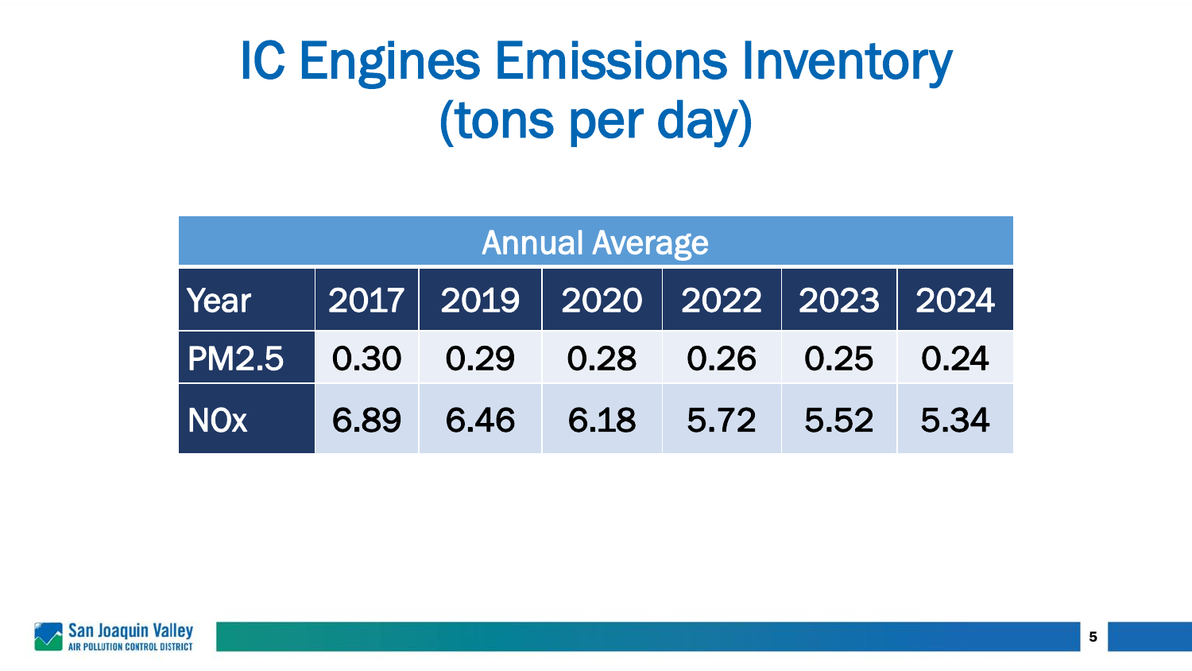# IC Engines Emissions Inventory (tons per day)

| Annual Average | | | | | | |
|---|---|---|---|---|---|---|
| Year | 2017 | 2019 | 2020 | 2022 | 2023 | 2024 |
| PM2.5 | 0.30 | 0.29 | 0.28 | 0.26 | 0.25 | 0.24 |
| NOx | 6.89 | 6.46 | 6.18 | 5.72 | 5.52 | 5.34 |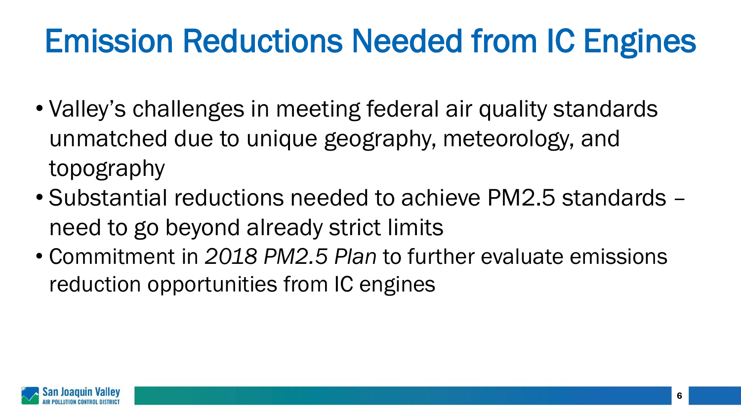# Emission Reductions Needed from IC Engines

- Valley's challenges in meeting federal air quality standards unmatched due to unique geography, meteorology, and topography
- Substantial reductions needed to achieve PM2.5 standards – need to go beyond already strict limits
- Commitment in *2018 PM2.5 Plan* to further evaluate emissions reduction opportunities from IC engines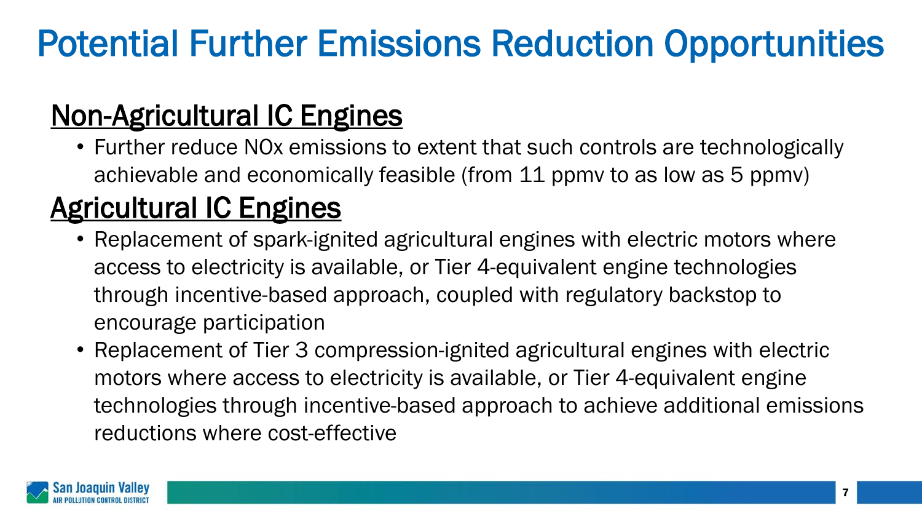# Potential Further Emissions Reduction Opportunities

## Non-Agricultural IC Engines

- Further reduce NOx emissions to extent that such controls are technologically achievable and economically feasible (from 11 ppmv to as low as 5 ppmv)

## Agricultural IC Engines

- Replacement of spark-ignited agricultural engines with electric motors where access to electricity is available, or Tier 4-equivalent engine technologies through incentive-based approach, coupled with regulatory backstop to encourage participation
- Replacement of Tier 3 compression-ignited agricultural engines with electric motors where access to electricity is available, or Tier 4-equivalent engine technologies through incentive-based approach to achieve additional emissions reductions where cost-effective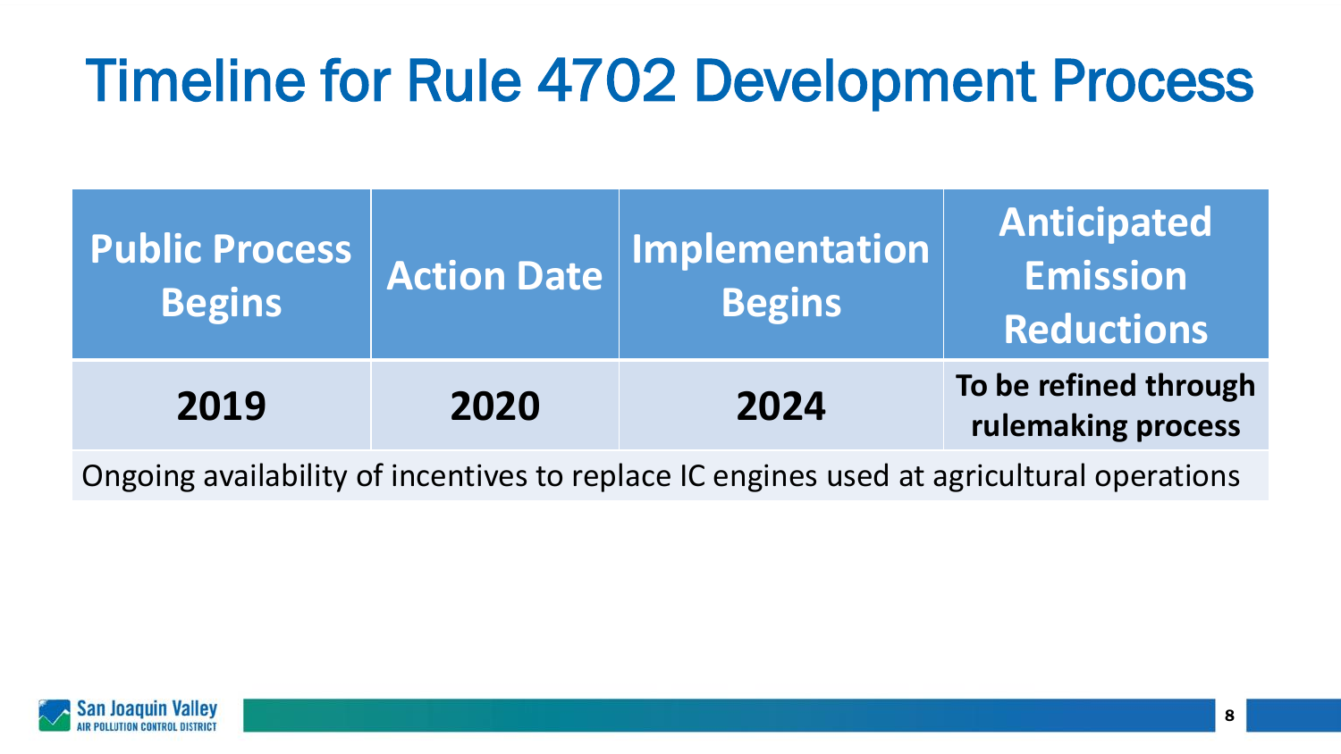# Timeline for Rule 4702 Development Process

| Public Process Begins | Action Date | Implementation Begins | Anticipated Emission Reductions |
|---|---|---|---|
| **2019** | **2020** | **2024** | **To be refined through rulemaking process** |
| Ongoing availability of incentives to replace IC engines used at agricultural operations | | | |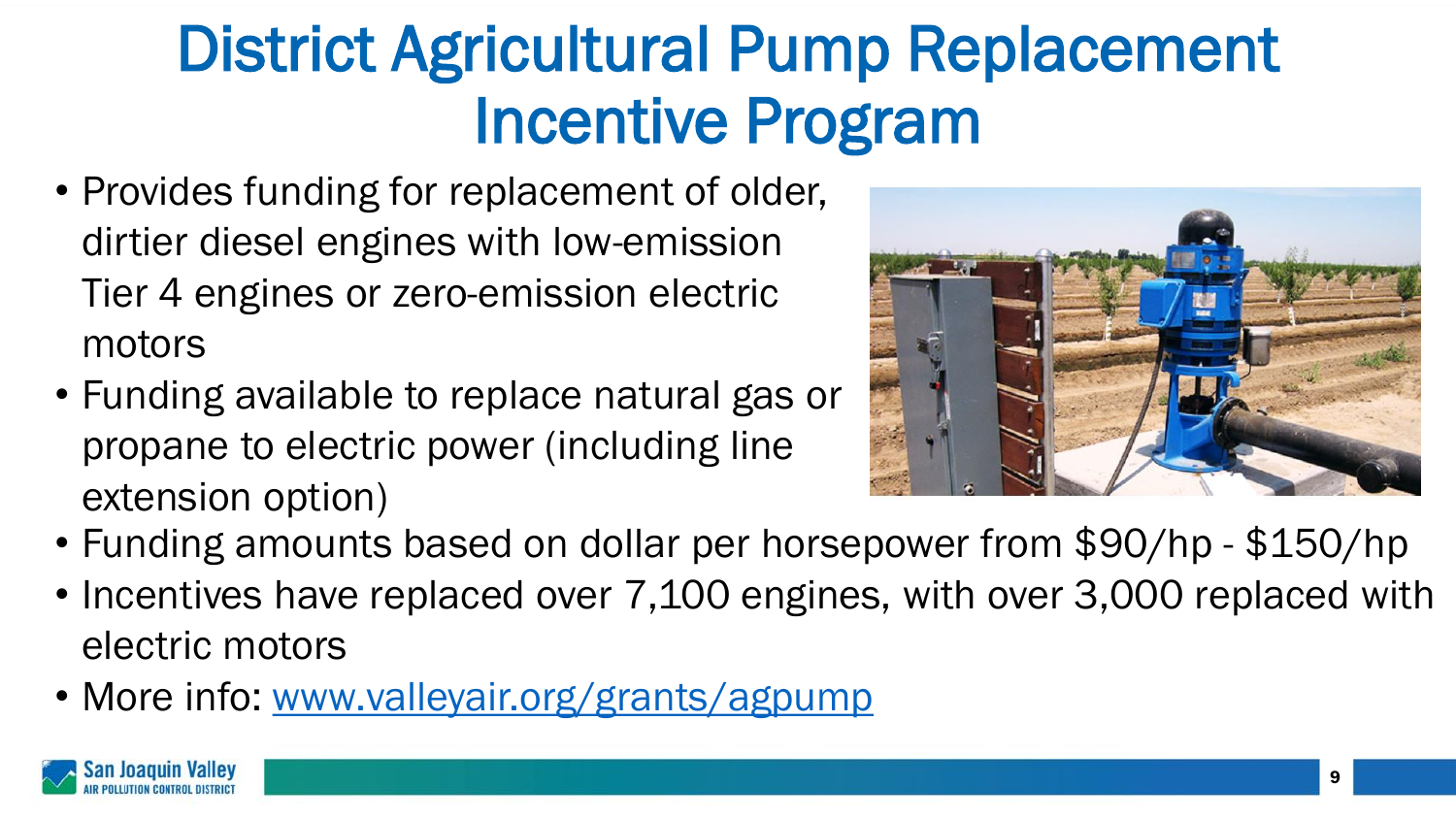# District Agricultural Pump Replacement Incentive Program

- Provides funding for replacement of older, dirtier diesel engines with low-emission Tier 4 engines or zero-emission electric motors
- Funding available to replace natural gas or propane to electric power (including line extension option)
- Funding amounts based on dollar per horsepower from $90/hp - $150/hp
- Incentives have replaced over 7,100 engines, with over 3,000 replaced with electric motors
- More info: [www.valleyair.org/grants/agpump](www.valleyair.org/grants/agpump)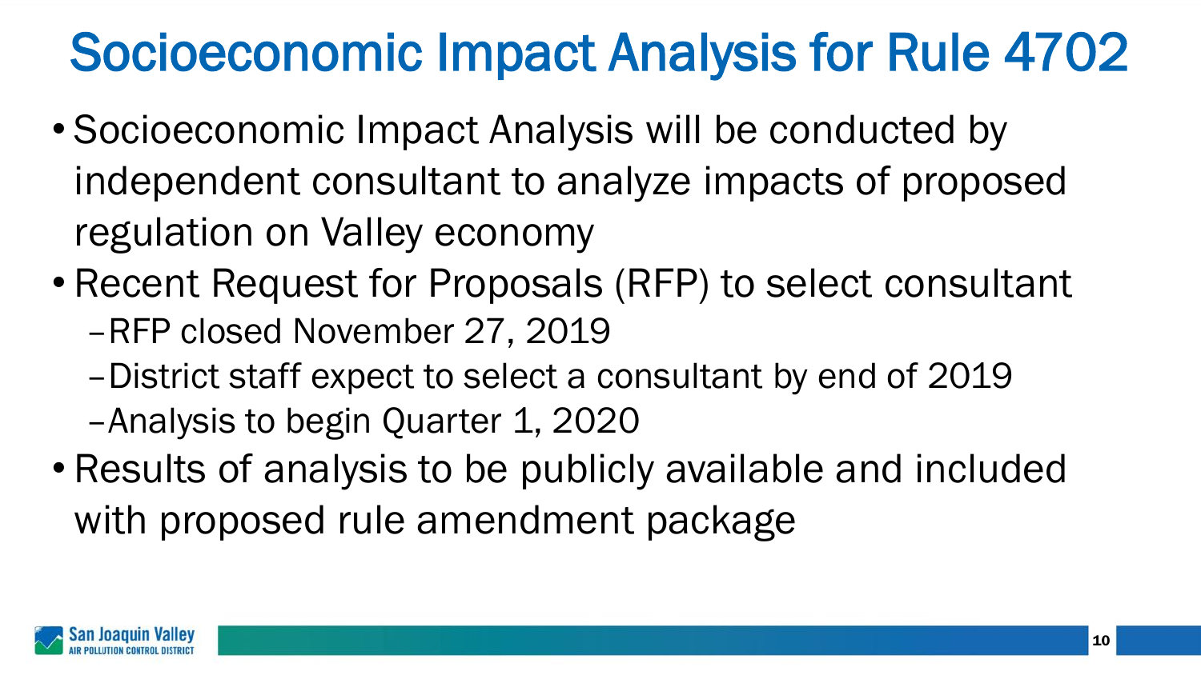# Socioeconomic Impact Analysis for Rule 4702

- Socioeconomic Impact Analysis will be conducted by independent consultant to analyze impacts of proposed regulation on Valley economy
- Recent Request for Proposals (RFP) to select consultant
  - RFP closed November 27, 2019
  - District staff expect to select a consultant by end of 2019
  - Analysis to begin Quarter 1, 2020
- Results of analysis to be publicly available and included with proposed rule amendment package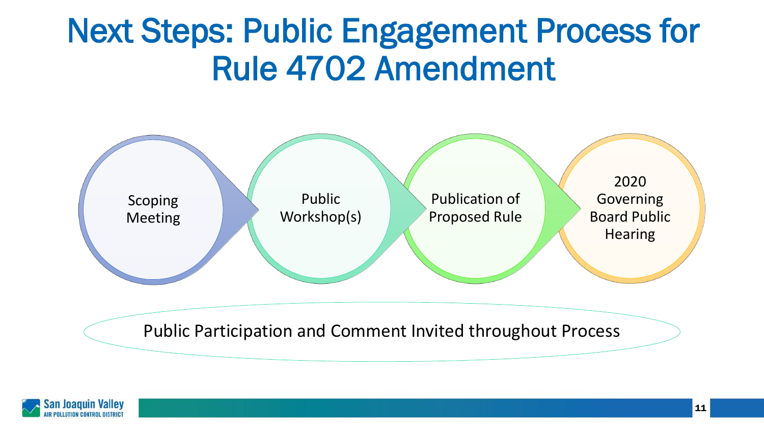# Next Steps: Public Engagement Process for Rule 4702 Amendment

1. Scoping Meeting
2. Public Workshop(s)
3. Publication of Proposed Rule
4. 2020 Governing Board Public Hearing

Public Participation and Comment Invited throughout Process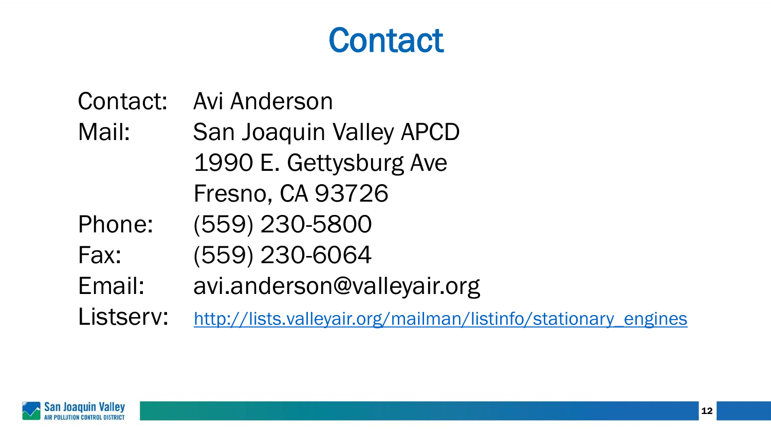# Contact

| | |
|---|---|
| Contact: | Avi Anderson |
| Mail: | San Joaquin Valley APCD<br>1990 E. Gettysburg Ave<br>Fresno, CA 93726 |
| Phone: | (559) 230-5800 |
| Fax: | (559) 230-6064 |
| Email: | avi.anderson@valleyair.org |
| Listserv: | http://lists.valleyair.org/mailman/listinfo/stationary_engines |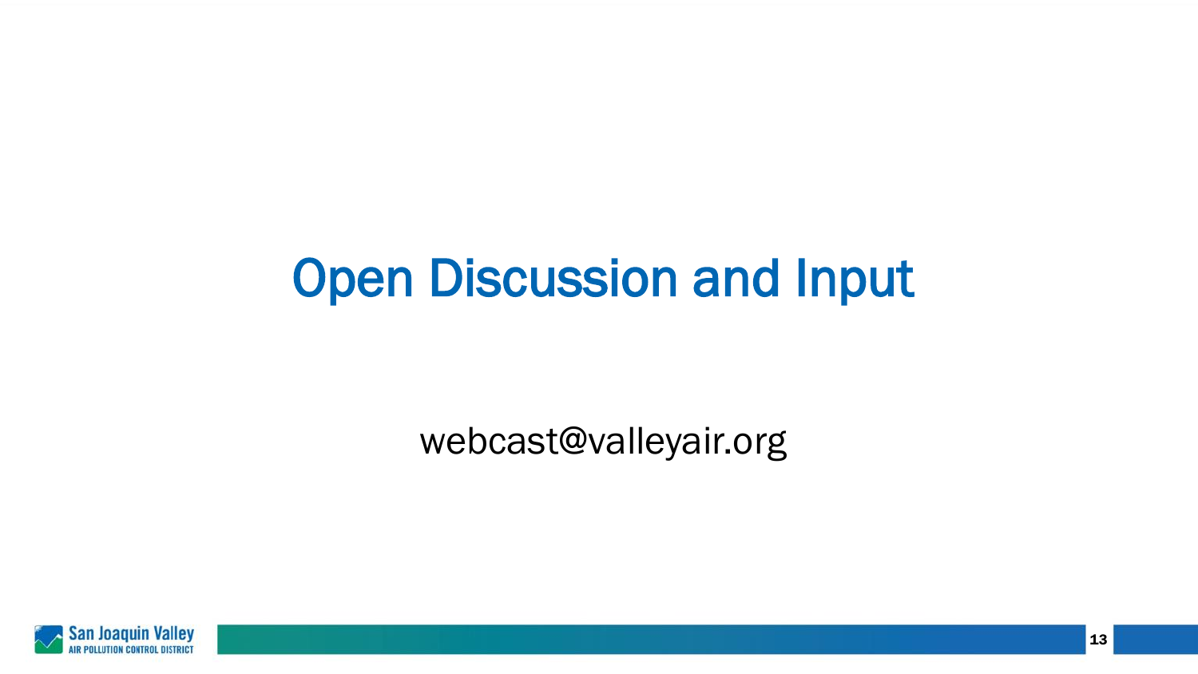# Open Discussion and Input

webcast@valleyair.org